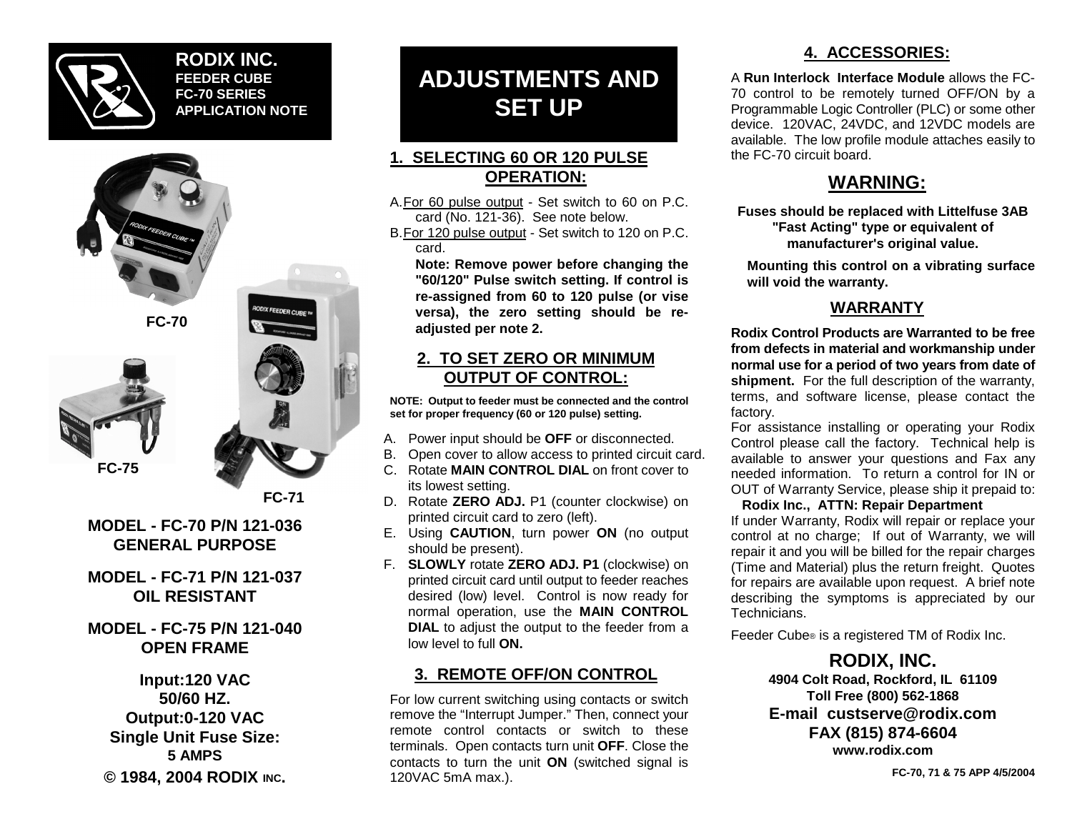# RODIX INC.
**FEEDER CUBE**
**FC-70 SERIES**
**APPLICATION NOTE**

FC-70

FC-75

FC-71

**MODEL - FC-70 P/N 121-036**
**GENERAL PURPOSE**

**MODEL - FC-71 P/N 121-037**
**OIL RESISTANT**

**MODEL - FC-75 P/N 121-040**
**OPEN FRAME**

**Input:120 VAC**
**50/60 HZ.**
**Output:0-120 VAC**
**Single Unit Fuse Size:**
**5 AMPS**

**© 1984, 2004 RODIX INC.**

# ADJUSTMENTS AND SET UP

## 1. SELECTING 60 OR 120 PULSE OPERATION:

A. For 60 pulse output - Set switch to 60 on P.C. card (No. 121-36). See note below.

B. For 120 pulse output - Set switch to 120 on P.C. card.

**Note: Remove power before changing the "60/120" Pulse switch setting. If control is re-assigned from 60 to 120 pulse (or vise versa), the zero setting should be re-adjusted per note 2.**

## 2. TO SET ZERO OR MINIMUM OUTPUT OF CONTROL:

**NOTE: Output to feeder must be connected and the control set for proper frequency (60 or 120 pulse) setting.**

A. Power input should be **OFF** or disconnected.
B. Open cover to allow access to printed circuit card.
C. Rotate **MAIN CONTROL DIAL** on front cover to its lowest setting.
D. Rotate **ZERO ADJ.** P1 (counter clockwise) on printed circuit card to zero (left).
E. Using **CAUTION**, turn power **ON** (no output should be present).
F. **SLOWLY** rotate **ZERO ADJ. P1** (clockwise) on printed circuit card until output to feeder reaches desired (low) level. Control is now ready for normal operation, use the **MAIN CONTROL DIAL** to adjust the output to the feeder from a low level to full **ON.**

## 3. REMOTE OFF/ON CONTROL

For low current switching using contacts or switch remove the "Interrupt Jumper." Then, connect your remote control contacts or switch to these terminals. Open contacts turn unit **OFF**. Close the contacts to turn the unit **ON** (switched signal is 120VAC 5mA max.).

## 4. ACCESSORIES:

A **Run Interlock Interface Module** allows the FC-70 control to be remotely turned OFF/ON by a Programmable Logic Controller (PLC) or some other device. 120VAC, 24VDC, and 12VDC models are available. The low profile module attaches easily to the FC-70 circuit board.

## WARNING:

**Fuses should be replaced with Littelfuse 3AB "Fast Acting" type or equivalent of manufacturer's original value.**

**Mounting this control on a vibrating surface will void the warranty.**

## WARRANTY

**Rodix Control Products are Warranted to be free from defects in material and workmanship under normal use for a period of two years from date of shipment.** For the full description of the warranty, terms, and software license, please contact the factory.

For assistance installing or operating your Rodix Control please call the factory. Technical help is available to answer your questions and Fax any needed information. To return a control for IN or OUT of Warranty Service, please ship it prepaid to:

**Rodix Inc., ATTN: Repair Department**

If under Warranty, Rodix will repair or replace your control at no charge; If out of Warranty, we will repair it and you will be billed for the repair charges (Time and Material) plus the return freight. Quotes for repairs are available upon request. A brief note describing the symptoms is appreciated by our Technicians.

Feeder Cube® is a registered TM of Rodix Inc.

**RODIX, INC.**
**4904 Colt Road, Rockford, IL 61109**
**Toll Free (800) 562-1868**
**E-mail custserve@rodix.com**
**FAX (815) 874-6604**
**www.rodix.com**

FC-70, 71 & 75 APP 4/5/2004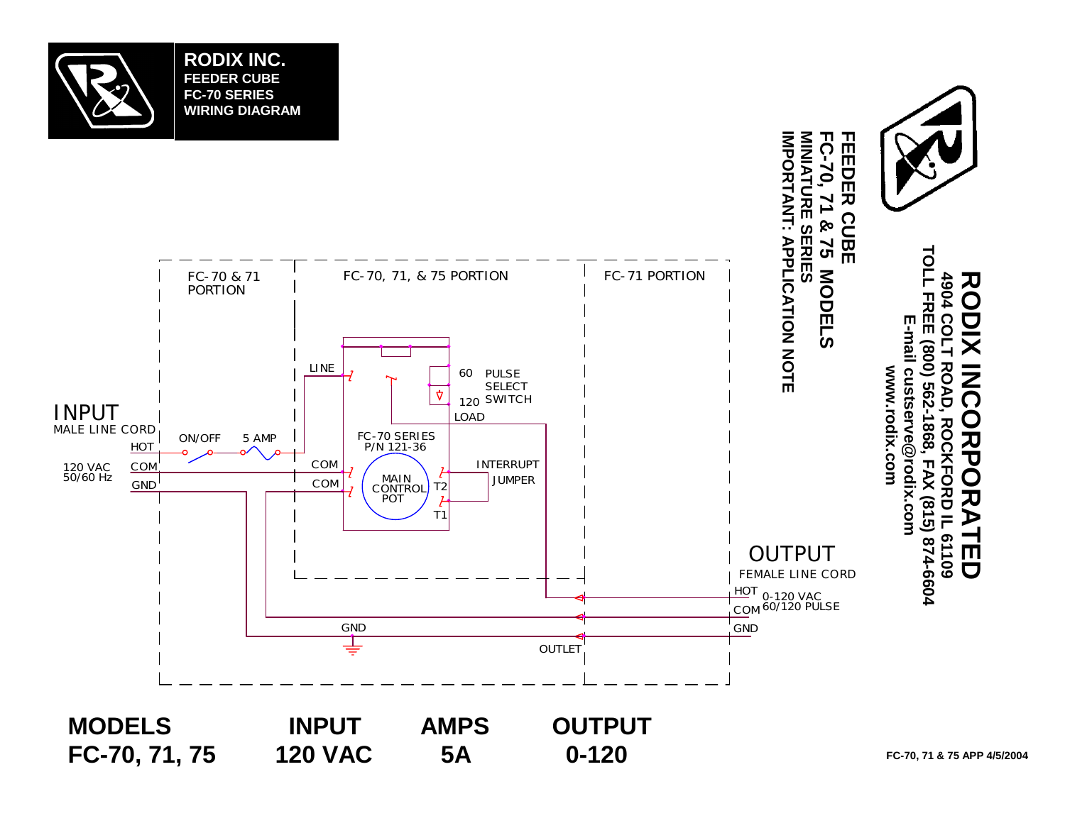# RODIX INC.

**FEEDER CUBE**
**FC-70 SERIES**
**WIRING DIAGRAM**

**FEEDER CUBE**
**FC-70, 71 & 75 MODELS**
**MINIATURE SERIES**
**IMPORTANT: APPLICATION NOTE**

**RODIX INCORPORATED**
**4904 COLT ROAD, ROCKFORD IL 61109**
**TOLL FREE (800) 562-1868, FAX (815) 874-6604**
**E-mail custserve@rodix.com**
**www.rodix.com**

FC-70 & 71 PORTION

FC-70, 71, & 75 PORTION

FC-71 PORTION

INPUT
MALE LINE CORD

HOT

COM

GND

120 VAC
50/60 Hz

ON/OFF

5 AMP

LINE

COM

COM

60

120

PULSE SELECT SWITCH

LOAD

FC-70 SERIES
P/N 121-36

MAIN CONTROL POT

T2

T1

INTERRUPT JUMPER

GND

OUTLET

OUTPUT
FEMALE LINE CORD

HOT

COM

GND

0-120 VAC
60/120 PULSE

| MODELS | INPUT | AMPS | OUTPUT |
|---|---|---|---|
| FC-70, 71, 75 | 120 VAC | 5A | 0-120 |

FC-70, 71 & 75 APP 4/5/2004